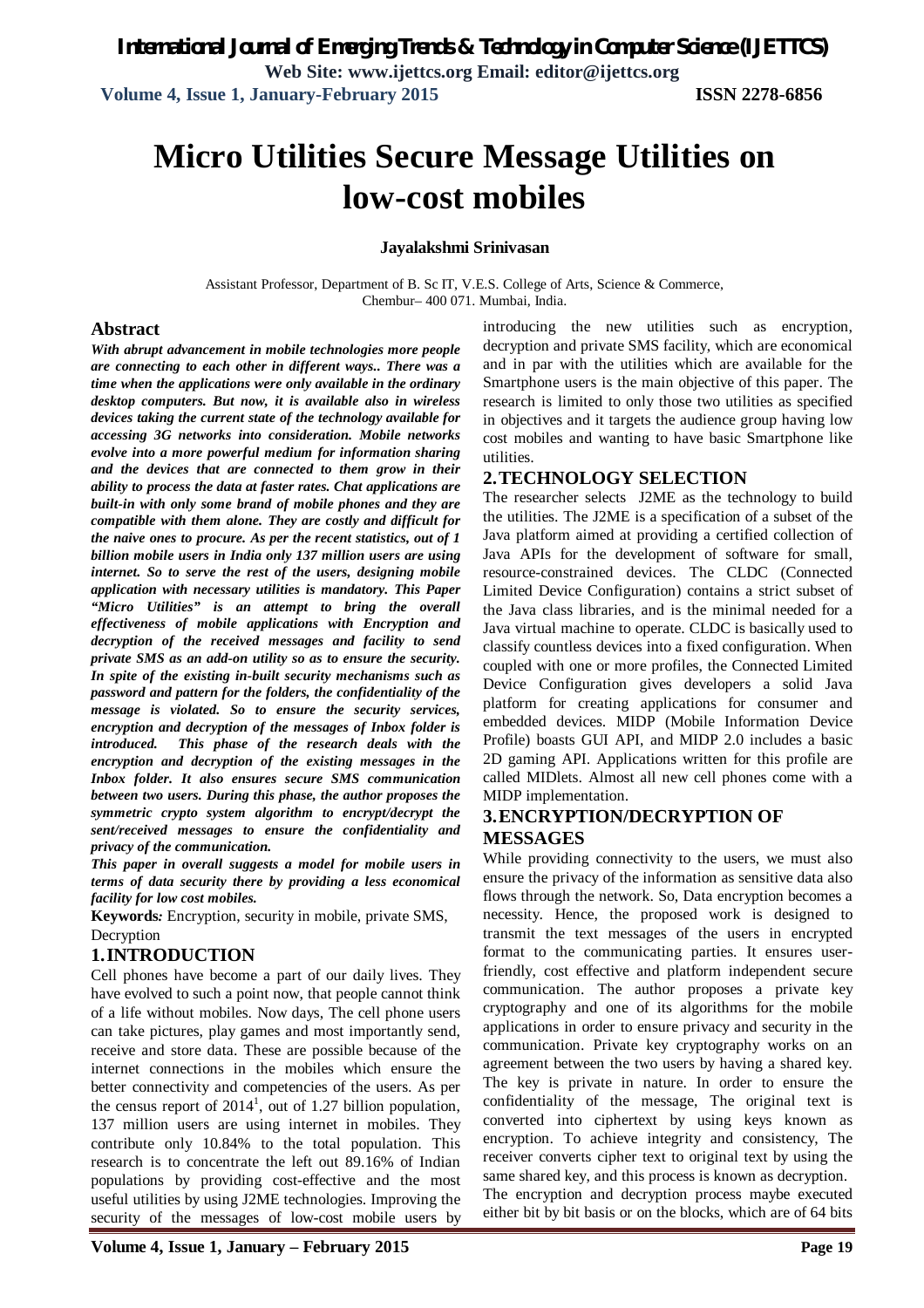# Micro Utilities Secure Message Utilities on low-cost mobiles

**Jayalakshmi Srinivasan**

Assistant Professor, Department of B. Sc IT, V.E.S. College of Arts, Science & Commerce, Chembur– 400 071. Mumbai, India.

## Abstract

***With abrupt advancement in mobile technologies more people are connecting to each other in different ways.. There was a time when the applications were only available in the ordinary desktop computers. But now, it is available also in wireless devices taking the current state of the technology available for accessing 3G networks into consideration. Mobile networks evolve into a more powerful medium for information sharing and the devices that are connected to them grow in their ability to process the data at faster rates. Chat applications are built-in with only some brand of mobile phones and they are compatible with them alone. They are costly and difficult for the naive ones to procure. As per the recent statistics, out of 1 billion mobile users in India only 137 million users are using internet. So to serve the rest of the users, designing mobile application with necessary utilities is mandatory. This Paper "Micro Utilities" is an attempt to bring the overall effectiveness of mobile applications with Encryption and decryption of the received messages and facility to send private SMS as an add-on utility so as to ensure the security. In spite of the existing in-built security mechanisms such as password and pattern for the folders, the confidentiality of the message is violated. So to ensure the security services, encryption and decryption of the messages of Inbox folder is introduced. This phase of the research deals with the encryption and decryption of the existing messages in the Inbox folder. It also ensures secure SMS communication between two users. During this phase, the author proposes the symmetric crypto system algorithm to encrypt/decrypt the sent/received messages to ensure the confidentiality and privacy of the communication.***

***This paper in overall suggests a model for mobile users in terms of data security there by providing a less economical facility for low cost mobiles.***

**Keywords***:* Encryption, security in mobile, private SMS, Decryption

## 1. INTRODUCTION

Cell phones have become a part of our daily lives. They have evolved to such a point now, that people cannot think of a life without mobiles. Now days, The cell phone users can take pictures, play games and most importantly send, receive and store data. These are possible because of the internet connections in the mobiles which ensure the better connectivity and competencies of the users. As per the census report of 2014[1], out of 1.27 billion population, 137 million users are using internet in mobiles. They contribute only 10.84% to the total population. This research is to concentrate the left out 89.16% of Indian populations by providing cost-effective and the most useful utilities by using J2ME technologies. Improving the security of the messages of low-cost mobile users by introducing the new utilities such as encryption, decryption and private SMS facility, which are economical and in par with the utilities which are available for the Smartphone users is the main objective of this paper. The research is limited to only those two utilities as specified in objectives and it targets the audience group having low cost mobiles and wanting to have basic Smartphone like utilities.

## 2. TECHNOLOGY SELECTION

The researcher selects J2ME as the technology to build the utilities. The J2ME is a specification of a subset of the Java platform aimed at providing a certified collection of Java APIs for the development of software for small, resource-constrained devices. The CLDC (Connected Limited Device Configuration) contains a strict subset of the Java class libraries, and is the minimal needed for a Java virtual machine to operate. CLDC is basically used to classify countless devices into a fixed configuration. When coupled with one or more profiles, the Connected Limited Device Configuration gives developers a solid Java platform for creating applications for consumer and embedded devices. MIDP (Mobile Information Device Profile) boasts GUI API, and MIDP 2.0 includes a basic 2D gaming API. Applications written for this profile are called MIDlets. Almost all new cell phones come with a MIDP implementation.

## 3. ENCRYPTION/DECRYPTION OF MESSAGES

While providing connectivity to the users, we must also ensure the privacy of the information as sensitive data also flows through the network. So, Data encryption becomes a necessity. Hence, the proposed work is designed to transmit the text messages of the users in encrypted format to the communicating parties. It ensures user-friendly, cost effective and platform independent secure communication. The author proposes a private key cryptography and one of its algorithms for the mobile applications in order to ensure privacy and security in the communication. Private key cryptography works on an agreement between the two users by having a shared key. The key is private in nature. In order to ensure the confidentiality of the message, The original text is converted into ciphertext by using keys known as encryption. To achieve integrity and consistency, The receiver converts cipher text to original text by using the same shared key, and this process is known as decryption.

The encryption and decryption process maybe executed either bit by bit basis or on the blocks, which are of 64 bits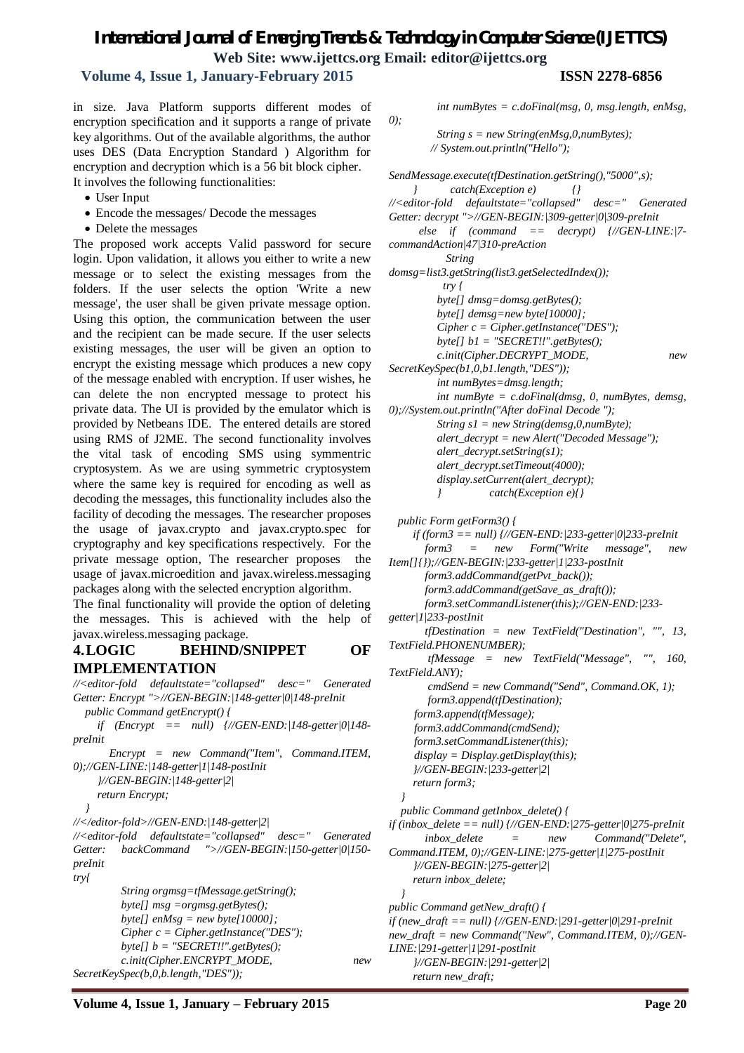in size. Java Platform supports different modes of encryption specification and it supports a range of private key algorithms. Out of the available algorithms, the author uses DES (Data Encryption Standard ) Algorithm for encryption and decryption which is a 56 bit block cipher. It involves the following functionalities:

- User Input
- Encode the messages/ Decode the messages
- Delete the messages

The proposed work accepts Valid password for secure login. Upon validation, it allows you either to write a new message or to select the existing messages from the folders. If the user selects the option 'Write a new message', the user shall be given private message option. Using this option, the communication between the user and the recipient can be made secure. If the user selects existing messages, the user will be given an option to encrypt the existing message which produces a new copy of the message enabled with encryption. If user wishes, he can delete the non encrypted message to protect his private data. The UI is provided by the emulator which is provided by Netbeans IDE. The entered details are stored using RMS of J2ME. The second functionality involves the vital task of encoding SMS using symmentric cryptosystem. As we are using symmetric cryptosystem where the same key is required for encoding as well as decoding the messages, this functionality includes also the facility of decoding the messages. The researcher proposes the usage of javax.crypto and javax.crypto.spec for cryptography and key specifications respectively. For the private message option, The researcher proposes the usage of javax.microedition and javax.wireless.messaging packages along with the selected encryption algorithm.

The final functionality will provide the option of deleting the messages. This is achieved with the help of javax.wireless.messaging package.

## 4. LOGIC BEHIND/SNIPPET OF IMPLEMENTATION

```
//<editor-fold defaultstate="collapsed" desc=" Generated Getter: Encrypt ">//GEN-BEGIN:|148-getter|0|148-preInit
  public Command getEncrypt() {
    if (Encrypt == null) {//GEN-END:|148-getter|0|148-preInit
      Encrypt = new Command("Item", Command.ITEM, 0);//GEN-LINE:|148-getter|1|148-postInit
    }//GEN-BEGIN:|148-getter|2|
    return Encrypt;
  }
//</editor-fold>//GEN-END:|148-getter|2|
//<editor-fold defaultstate="collapsed" desc=" Generated Getter: backCommand ">//GEN-BEGIN:|150-getter|0|150-preInit
try{
        String orgmsg=tfMessage.getString();
        byte[] msg =orgmsg.getBytes();
        byte[] enMsg = new byte[10000];
        Cipher c = Cipher.getInstance("DES");
        byte[] b = "SECRET!!".getBytes();
        c.init(Cipher.ENCRYPT_MODE, new SecretKeySpec(b,0,b.length,"DES"));
        int numBytes = c.doFinal(msg, 0, msg.length, enMsg, 0);
        String s = new String(enMsg,0,numBytes);
       // System.out.println("Hello");

SendMessage.execute(tfDestination.getString(),"5000",s);
    }        catch(Exception e)        {}
//<editor-fold defaultstate="collapsed" desc=" Generated Getter: decrypt ">//GEN-BEGIN:|309-getter|0|309-preInit
     else if (command == decrypt) {//GEN-LINE:|7-commandAction|47|310-preAction
        String domsg=list3.getString(list3.getSelectedIndex());
         try {
        byte[] dmsg=domsg.getBytes();
        byte[] demsg=new byte[10000];
        Cipher c = Cipher.getInstance("DES");
        byte[] b1 = "SECRET!!".getBytes();
        c.init(Cipher.DECRYPT_MODE, new SecretKeySpec(b1,0,b1.length,"DES"));
        int numBytes=dmsg.length;
        int numByte = c.doFinal(dmsg, 0, numBytes, demsg, 0);//System.out.println("After doFinal Decode ");
        String s1 = new String(demsg,0,numByte);
        alert_decrypt = new Alert("Decoded Message");
        alert_decrypt.setString(s1);
        alert_decrypt.setTimeout(4000);
        display.setCurrent(alert_decrypt);
        }           catch(Exception e){}

  public Form getForm3() {
    if (form3 == null) {//GEN-END:|233-getter|0|233-preInit
      form3 = new Form("Write message", new Item[]{});//GEN-BEGIN:|233-getter|1|233-postInit
      form3.addCommand(getPvt_back());
      form3.addCommand(getSave_as_draft());
      form3.setCommandListener(this);//GEN-END:|233-getter|1|233-postInit
      tfDestination = new TextField("Destination", "", 13, TextField.PHONENUMBER);
       tfMessage = new TextField("Message", "", 160, TextField.ANY);
       cmdSend = new Command("Send", Command.OK, 1);
       form3.append(tfDestination);
    form3.append(tfMessage);
    form3.addCommand(cmdSend);
    form3.setCommandListener(this);
    display = Display.getDisplay(this);
    }//GEN-BEGIN:|233-getter|2|
    return form3;
  }
  public Command getInbox_delete() {
if (inbox_delete == null) {//GEN-END:|275-getter|0|275-preInit
      inbox_delete = new Command("Delete", Command.ITEM, 0);//GEN-LINE:|275-getter|1|275-postInit
    }//GEN-BEGIN:|275-getter|2|
    return inbox_delete;
  }
public Command getNew_draft() {
if (new_draft == null) {//GEN-END:|291-getter|0|291-preInit
new_draft = new Command("New", Command.ITEM, 0);//GEN-LINE:|291-getter|1|291-postInit
    }//GEN-BEGIN:|291-getter|2|
    return new_draft;
```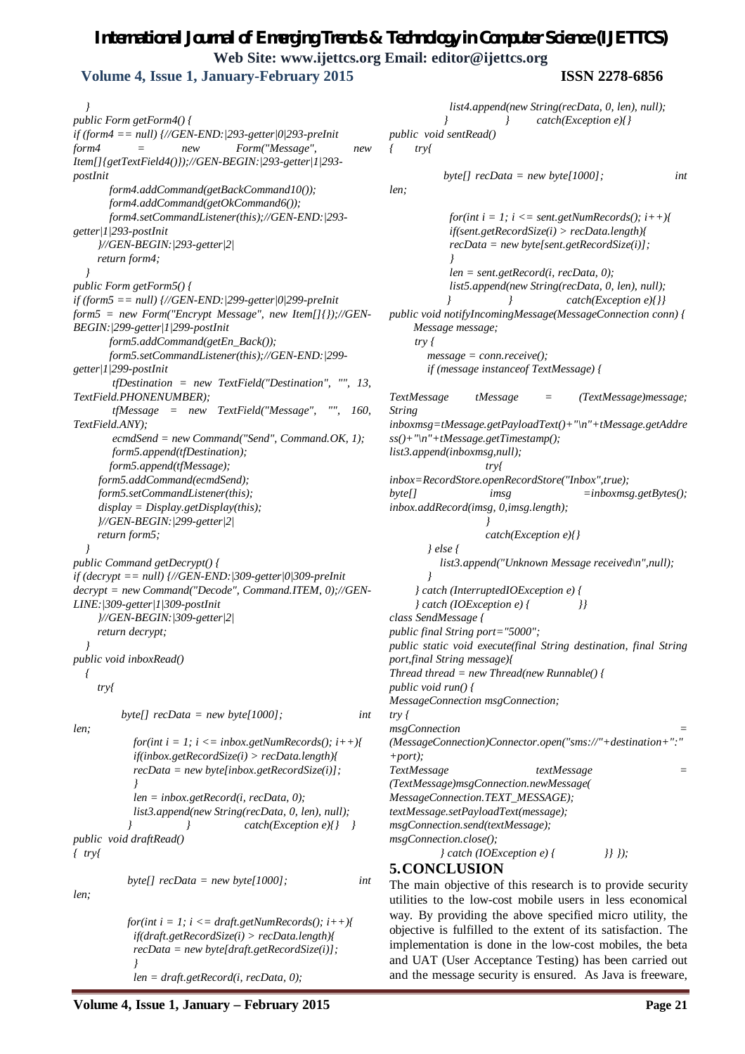```
}
public Form getForm4() {
if (form4 == null) {//GEN-END:|293-getter|0|293-preInit
form4 = new Form("Message", new Item[]{getTextField4()});//GEN-BEGIN:|293-getter|1|293-postInit
        form4.addCommand(getBackCommand10());
        form4.addCommand(getOkCommand6());
        form4.setCommandListener(this);//GEN-END:|293-getter|1|293-postInit
    }//GEN-BEGIN:|293-getter|2|
    return form4;
}
public Form getForm5() {
if (form5 == null) {//GEN-END:|299-getter|0|299-preInit
form5 = new Form("Encrypt Message", new Item[]{});//GEN-BEGIN:|299-getter|1|299-postInit
        form5.addCommand(getEn_Back());
        form5.setCommandListener(this);//GEN-END:|299-getter|1|299-postInit
        tfDestination = new TextField("Destination", "", 13, TextField.PHONENUMBER);
        tfMessage = new TextField("Message", "", 160, TextField.ANY);
        ecmdSend = new Command("Send", Command.OK, 1);
        form5.append(tfDestination);
        form5.append(tfMessage);
      form5.addCommand(ecmdSend);
      form5.setCommandListener(this);
      display = Display.getDisplay(this);
    }//GEN-BEGIN:|299-getter|2|
    return form5;
}
public Command getDecrypt() {
if (decrypt == null) {//GEN-END:|309-getter|0|309-preInit
decrypt = new Command("Decode", Command.ITEM, 0);//GEN-LINE:|309-getter|1|309-postInit
    }//GEN-BEGIN:|309-getter|2|
    return decrypt;
}
public void inboxRead()
{
    try{

        byte[] recData = new byte[1000];           int len;
            for(int i = 1; i <= inbox.getNumRecords(); i++){
            if(inbox.getRecordSize(i) > recData.length){
            recData = new byte[inbox.getRecordSize(i)];
            }
            len = inbox.getRecord(i, recData, 0);
            list3.append(new String(recData, 0, len), null);
          }           }           catch(Exception e){}    }
public  void draftRead()
{  try{

           byte[] recData = new byte[1000];           int len;

           for(int i = 1; i <= draft.getNumRecords(); i++){
            if(draft.getRecordSize(i) > recData.length){
            recData = new byte[draft.getRecordSize(i)];
            }
            len = draft.getRecord(i, recData, 0);
            list4.append(new String(recData, 0, len), null);
          }           }       catch(Exception e){}
public  void sentRead()
{     try{

           byte[] recData = new byte[1000];           int len;

            for(int i = 1; i <= sent.getNumRecords(); i++){
            if(sent.getRecordSize(i) > recData.length){
            recData = new byte[sent.getRecordSize(i)];
            }
            len = sent.getRecord(i, recData, 0);
            list5.append(new String(recData, 0, len), null);
          }           }           catch(Exception e){}}
public void notifyIncomingMessage(MessageConnection conn) {
     Message message;
     try {
        message = conn.receive();
        if (message instanceof TextMessage) {

TextMessage tMessage = (TextMessage)message;
String inboxmsg=tMessage.getPayloadText()+"\n"+tMessage.getAddress()+"\n"+tMessage.getTimestamp();
list3.append(inboxmsg,null);
                   try{
inbox=RecordStore.openRecordStore("Inbox",true);
byte[]          imsg          =inboxmsg.getBytes();
inbox.addRecord(imsg, 0,imsg.length);
                   }
                   catch(Exception e){}
        } else {
           list3.append("Unknown Message received\n",null);
        }
     } catch (InterruptedIOException e) {
     } catch (IOException e) {           }}
class SendMessage {
public final String port="5000";
public static void execute(final String destination, final String port,final String message){
Thread thread = new Thread(new Runnable() {
public void run() {
MessageConnection msgConnection;
try {
msgConnection = (MessageConnection)Connector.open("sms://"+destination+":"+port);
TextMessage textMessage = (TextMessage)msgConnection.newMessage(
MessageConnection.TEXT_MESSAGE);
textMessage.setPayloadText(message);
msgConnection.send(textMessage);
msgConnection.close();
         } catch (IOException e) {            }} });
```

## 5. CONCLUSION

The main objective of this research is to provide security utilities to the low-cost mobile users in less economical way. By providing the above specified micro utility, the objective is fulfilled to the extent of its satisfaction. The implementation is done in the low-cost mobiles, the beta and UAT (User Acceptance Testing) has been carried out and the message security is ensured. As Java is freeware,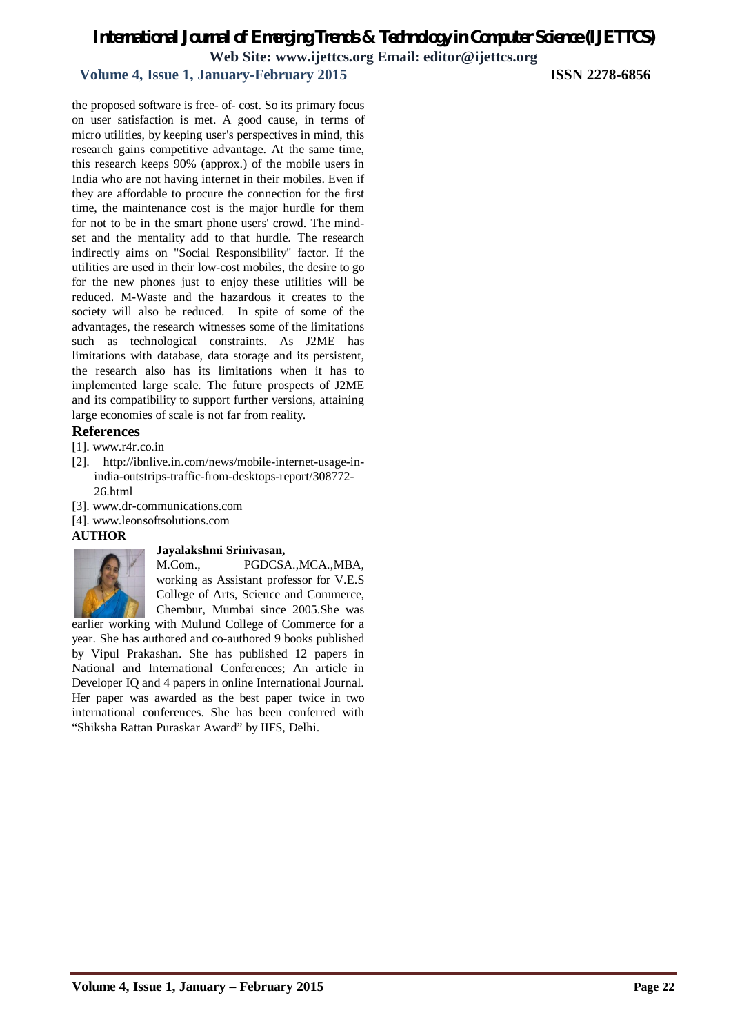the proposed software is free- of- cost. So its primary focus on user satisfaction is met. A good cause, in terms of micro utilities, by keeping user's perspectives in mind, this research gains competitive advantage. At the same time, this research keeps 90% (approx.) of the mobile users in India who are not having internet in their mobiles. Even if they are affordable to procure the connection for the first time, the maintenance cost is the major hurdle for them for not to be in the smart phone users' crowd. The mind-set and the mentality add to that hurdle. The research indirectly aims on "Social Responsibility" factor. If the utilities are used in their low-cost mobiles, the desire to go for the new phones just to enjoy these utilities will be reduced. M-Waste and the hazardous it creates to the society will also be reduced. In spite of some of the advantages, the research witnesses some of the limitations such as technological constraints. As J2ME has limitations with database, data storage and its persistent, the research also has its limitations when it has to implemented large scale. The future prospects of J2ME and its compatibility to support further versions, attaining large economies of scale is not far from reality.

## References

[1]. www.r4r.co.in

[2]. http://ibnlive.in.com/news/mobile-internet-usage-in-india-outstrips-traffic-from-desktops-report/308772-26.html

[3]. www.dr-communications.com

[4]. www.leonsoftsolutions.com

**AUTHOR**

**Jayalakshmi Srinivasan,** M.Com., PGDCSA.,MCA.,MBA, working as Assistant professor for V.E.S College of Arts, Science and Commerce, Chembur, Mumbai since 2005.She was earlier working with Mulund College of Commerce for a year. She has authored and co-authored 9 books published by Vipul Prakashan. She has published 12 papers in National and International Conferences; An article in Developer IQ and 4 papers in online International Journal. Her paper was awarded as the best paper twice in two international conferences. She has been conferred with "Shiksha Rattan Puraskar Award" by IIFS, Delhi.